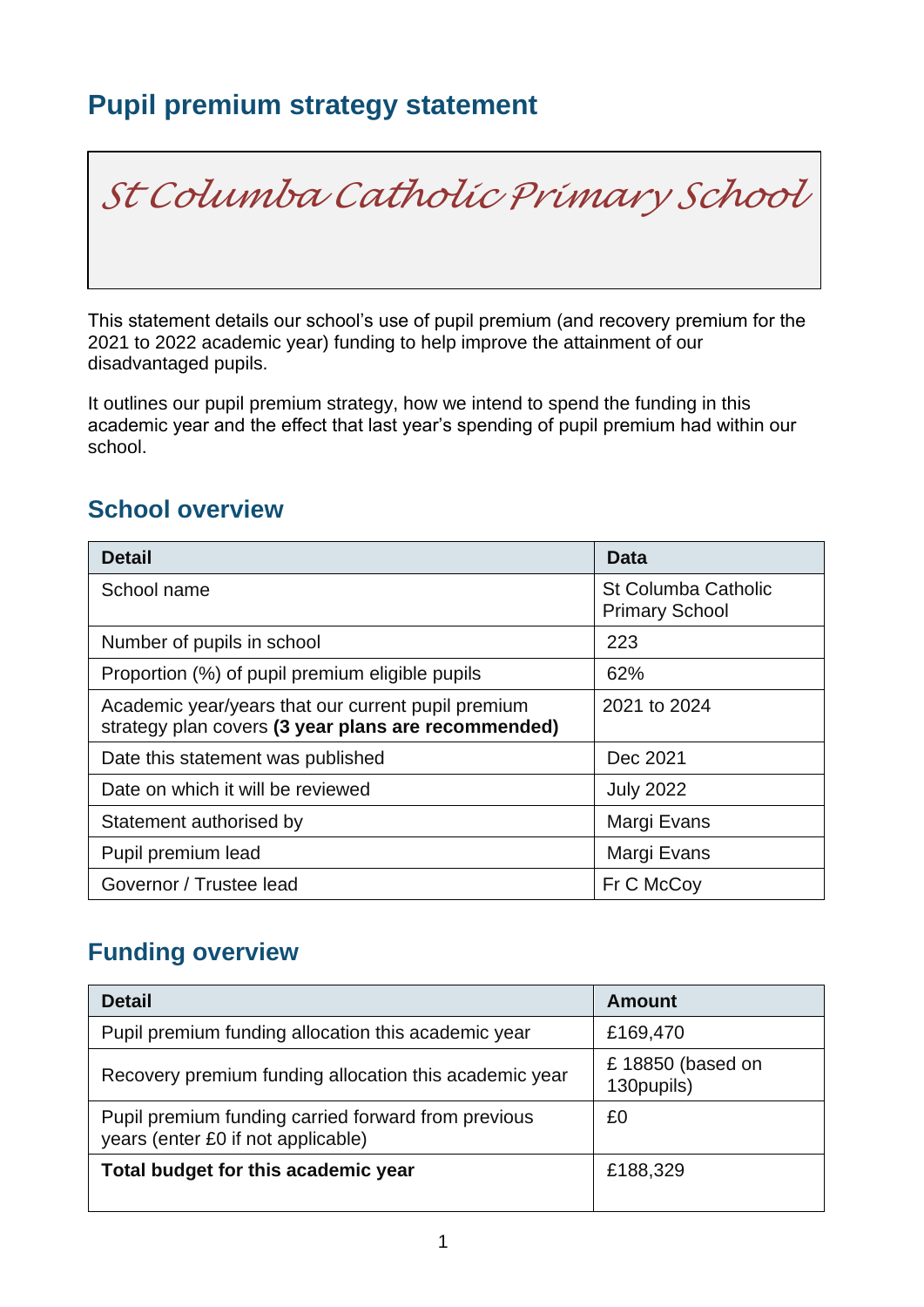# Pupil premium strategy statement

St Columba Catholic Primary School

This statement details our school's use of pupil premium (and recovery premium for the 2021 to 2022 academic year) funding to help improve the attainment of our disadvantaged pupils.

It outlines our pupil premium strategy, how we intend to spend the funding in this academic year and the effect that last year's spending of pupil premium had within our school.

## School overview

| Detail | Data |
|---|---|
| School name | St Columba Catholic Primary School |
| Number of pupils in school | 223 |
| Proportion (%) of pupil premium eligible pupils | 62% |
| Academic year/years that our current pupil premium strategy plan covers **(3 year plans are recommended)** | 2021 to 2024 |
| Date this statement was published | Dec 2021 |
| Date on which it will be reviewed | July 2022 |
| Statement authorised by | Margi Evans |
| Pupil premium lead | Margi Evans |
| Governor / Trustee lead | Fr C McCoy |

## Funding overview

| Detail | Amount |
|---|---|
| Pupil premium funding allocation this academic year | £169,470 |
| Recovery premium funding allocation this academic year | £ 18850 (based on 130pupils) |
| Pupil premium funding carried forward from previous years (enter £0 if not applicable) | £0 |
| **Total budget for this academic year** | £188,329 |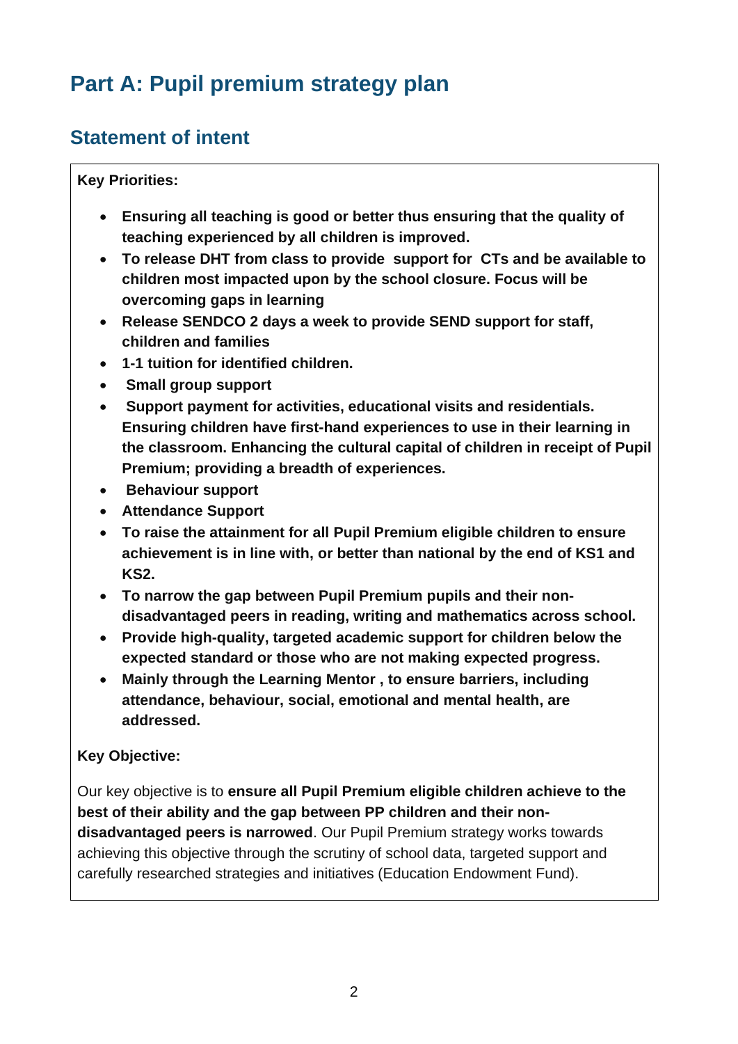# Part A: Pupil premium strategy plan

## Statement of intent

**Key Priorities:**

- **Ensuring all teaching is good or better thus ensuring that the quality of teaching experienced by all children is improved.**
- **To release DHT from class to provide support for CTs and be available to children most impacted upon by the school closure. Focus will be overcoming gaps in learning**
- **Release SENDCO 2 days a week to provide SEND support for staff, children and families**
- **1-1 tuition for identified children.**
- **Small group support**
- **Support payment for activities, educational visits and residentials. Ensuring children have first-hand experiences to use in their learning in the classroom. Enhancing the cultural capital of children in receipt of Pupil Premium; providing a breadth of experiences.**
- **Behaviour support**
- **Attendance Support**
- **To raise the attainment for all Pupil Premium eligible children to ensure achievement is in line with, or better than national by the end of KS1 and KS2.**
- **To narrow the gap between Pupil Premium pupils and their non-disadvantaged peers in reading, writing and mathematics across school.**
- **Provide high-quality, targeted academic support for children below the expected standard or those who are not making expected progress.**
- **Mainly through the Learning Mentor , to ensure barriers, including attendance, behaviour, social, emotional and mental health, are addressed.**

**Key Objective:**

Our key objective is to **ensure all Pupil Premium eligible children achieve to the best of their ability and the gap between PP children and their non-disadvantaged peers is narrowed**. Our Pupil Premium strategy works towards achieving this objective through the scrutiny of school data, targeted support and carefully researched strategies and initiatives (Education Endowment Fund).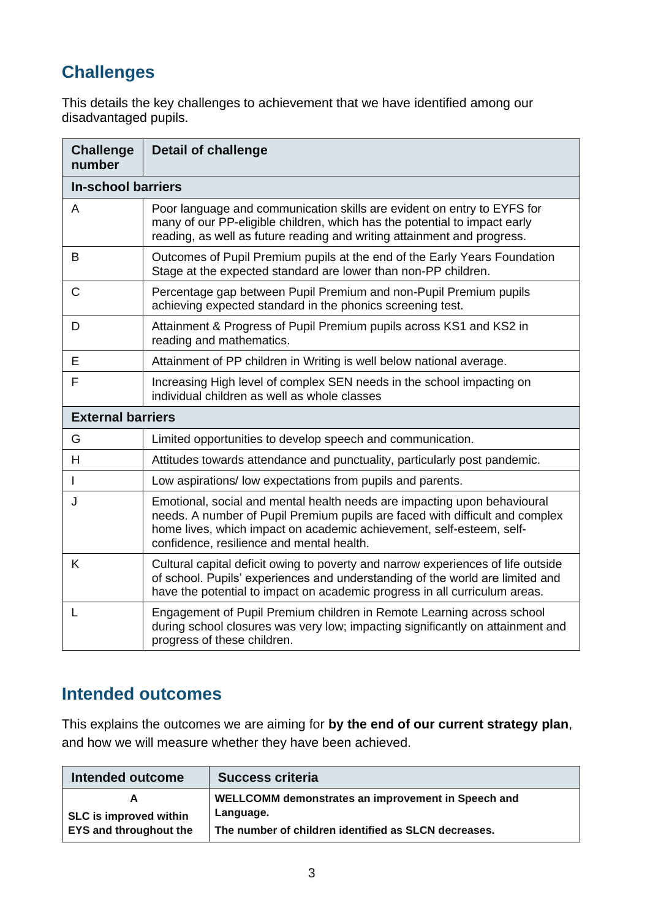## Challenges

This details the key challenges to achievement that we have identified among our disadvantaged pupils.

| Challenge number | Detail of challenge |
|---|---|
| **In-school barriers** | |
| A | Poor language and communication skills are evident on entry to EYFS for many of our PP-eligible children, which has the potential to impact early reading, as well as future reading and writing attainment and progress. |
| B | Outcomes of Pupil Premium pupils at the end of the Early Years Foundation Stage at the expected standard are lower than non-PP children. |
| C | Percentage gap between Pupil Premium and non-Pupil Premium pupils achieving expected standard in the phonics screening test. |
| D | Attainment & Progress of Pupil Premium pupils across KS1 and KS2 in reading and mathematics. |
| E | Attainment of PP children in Writing is well below national average. |
| F | Increasing High level of complex SEN needs in the school impacting on individual children as well as whole classes |
| **External barriers** | |
| G | Limited opportunities to develop speech and communication. |
| H | Attitudes towards attendance and punctuality, particularly post pandemic. |
| I | Low aspirations/ low expectations from pupils and parents. |
| J | Emotional, social and mental health needs are impacting upon behavioural needs. A number of Pupil Premium pupils are faced with difficult and complex home lives, which impact on academic achievement, self-esteem, self-confidence, resilience and mental health. |
| K | Cultural capital deficit owing to poverty and narrow experiences of life outside of school. Pupils' experiences and understanding of the world are limited and have the potential to impact on academic progress in all curriculum areas. |
| L | Engagement of Pupil Premium children in Remote Learning across school during school closures was very low; impacting significantly on attainment and progress of these children. |

## Intended outcomes

This explains the outcomes we are aiming for **by the end of our current strategy plan**, and how we will measure whether they have been achieved.

| Intended outcome | Success criteria |
|---|---|
| **A**<br>**SLC is improved within EYS and throughout the** | **WELLCOMM demonstrates an improvement in Speech and Language.**<br>**The number of children identified as SLCN decreases.** |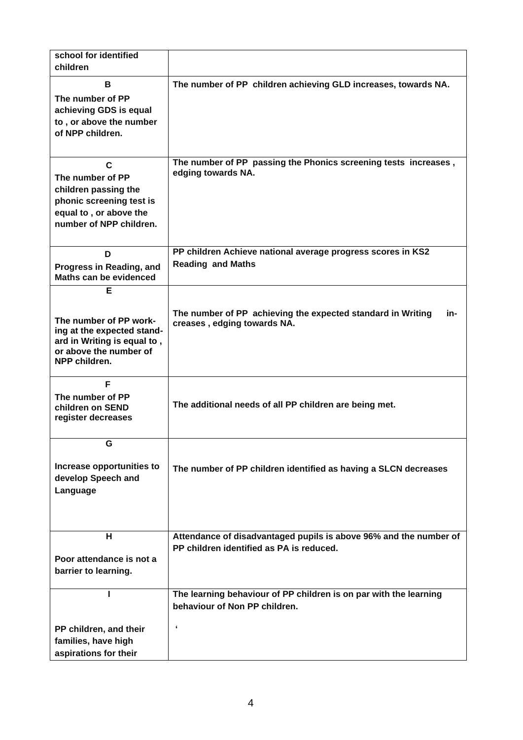| | |
|---|---|
| **school for identified children** | |
| **B** **The number of PP achieving GDS is equal to , or above the number of NPP children.** | **The number of PP children achieving GLD increases, towards NA.** |
| **C** **The number of PP children passing the phonic screening test is equal to , or above the number of NPP children.** | **The number of PP passing the Phonics screening tests increases , edging towards NA.** |
| **D** **Progress in Reading, and Maths can be evidenced** | **PP children Achieve national average progress scores in KS2 Reading and Maths** |
| **E** **The number of PP working at the expected standard in Writing is equal to , or above the number of NPP children.** | **The number of PP achieving the expected standard in Writing increases , edging towards NA.** |
| **F** **The number of PP children on SEND register decreases** | **The additional needs of all PP children are being met.** |
| **G** **Increase opportunities to develop Speech and Language** | **The number of PP children identified as having a SLCN decreases** |
| **H** **Poor attendance is not a barrier to learning.** | **Attendance of disadvantaged pupils is above 96% and the number of PP children identified as PA is reduced.** |
| **I** **PP children, and their families, have high aspirations for their** | **The learning behaviour of PP children is on par with the learning behaviour of Non PP children.** ‘ |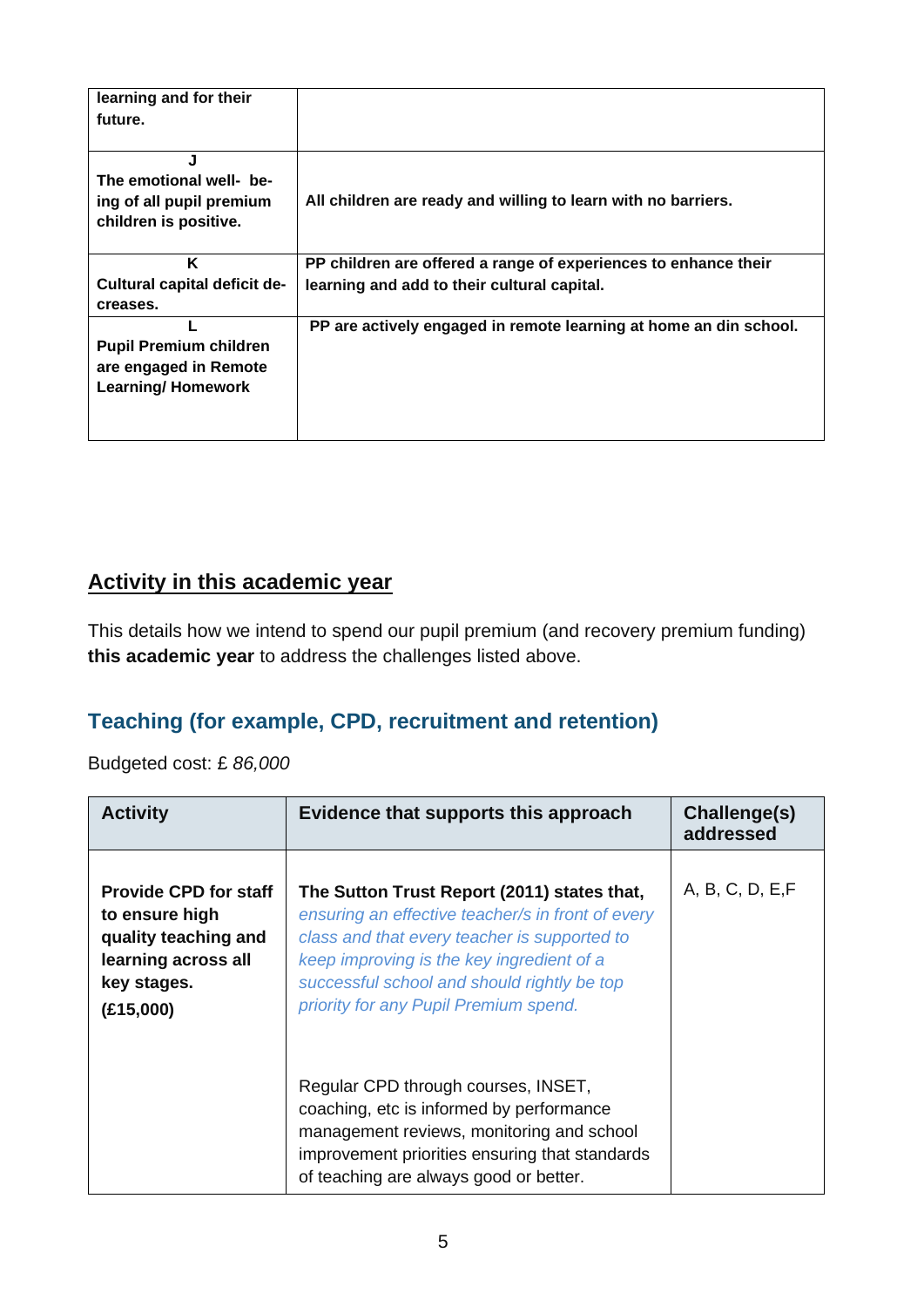| | |
|---|---|
| **learning and for their future.** | |
| **J**<br>**The emotional well- being of all pupil premium children is positive.** | **All children are ready and willing to learn with no barriers.** |
| **K**<br>**Cultural capital deficit decreases.** | **PP children are offered a range of experiences to enhance their learning and add to their cultural capital.** |
| **L**<br>**Pupil Premium children are engaged in Remote Learning/ Homework** | **PP are actively engaged in remote learning at home an din school.** |

## Activity in this academic year

This details how we intend to spend our pupil premium (and recovery premium funding) **this academic year** to address the challenges listed above.

### Teaching (for example, CPD, recruitment and retention)

Budgeted cost: £ *86,000*

| Activity | Evidence that supports this approach | Challenge(s) addressed |
|---|---|---|
| **Provide CPD for staff to ensure high quality teaching and learning across all key stages. (£15,000)** | **The Sutton Trust Report (2011) states that,** *ensuring an effective teacher/s in front of every class and that every teacher is supported to keep improving is the key ingredient of a successful school and should rightly be top priority for any Pupil Premium spend.*<br><br>Regular CPD through courses, INSET, coaching, etc is informed by performance management reviews, monitoring and school improvement priorities ensuring that standards of teaching are always good or better. | A, B, C, D, E,F |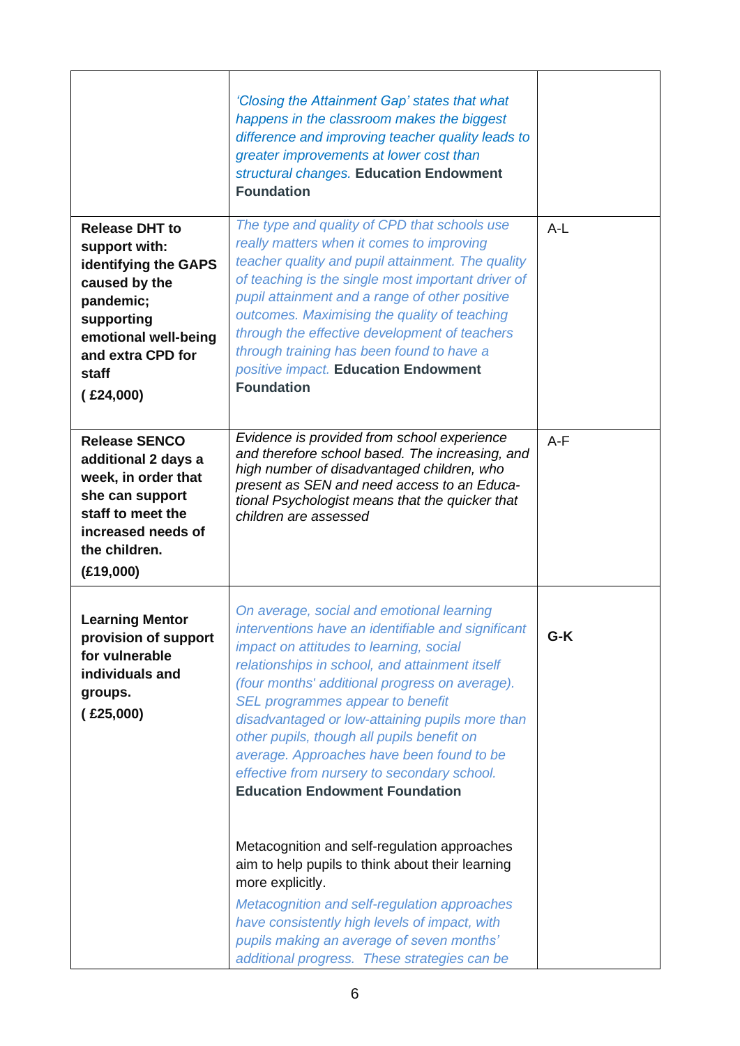| | | |
|---|---|---|
| | *'Closing the Attainment Gap' states that what happens in the classroom makes the biggest difference and improving teacher quality leads to greater improvements at lower cost than structural changes.* **Education Endowment Foundation** | |
| **Release DHT to support with: identifying the GAPS caused by the pandemic; supporting emotional well-being and extra CPD for staff**<br><br>**( £24,000)** | *The type and quality of CPD that schools use really matters when it comes to improving teacher quality and pupil attainment. The quality of teaching is the single most important driver of pupil attainment and a range of other positive outcomes. Maximising the quality of teaching through the effective development of teachers through training has been found to have a positive impact.* **Education Endowment Foundation** | A-L |
| **Release SENCO additional 2 days a week, in order that she can support staff to meet the increased needs of the children.**<br><br>**(£19,000)** | *Evidence is provided from school experience and therefore school based. The increasing, and high number of disadvantaged children, who present as SEN and need access to an Educa-tional Psychologist means that the quicker that children are assessed* | A-F |
| **Learning Mentor provision of support for vulnerable individuals and groups.**<br><br>**( £25,000)** | *On average, social and emotional learning interventions have an identifiable and significant impact on attitudes to learning, social relationships in school, and attainment itself (four months' additional progress on average). SEL programmes appear to benefit disadvantaged or low-attaining pupils more than other pupils, though all pupils benefit on average. Approaches have been found to be effective from nursery to secondary school.* **Education Endowment Foundation**<br><br>Metacognition and self-regulation approaches aim to help pupils to think about their learning more explicitly.<br><br>*Metacognition and self-regulation approaches have consistently high levels of impact, with pupils making an average of seven months' additional progress. These strategies can be* | **G-K** |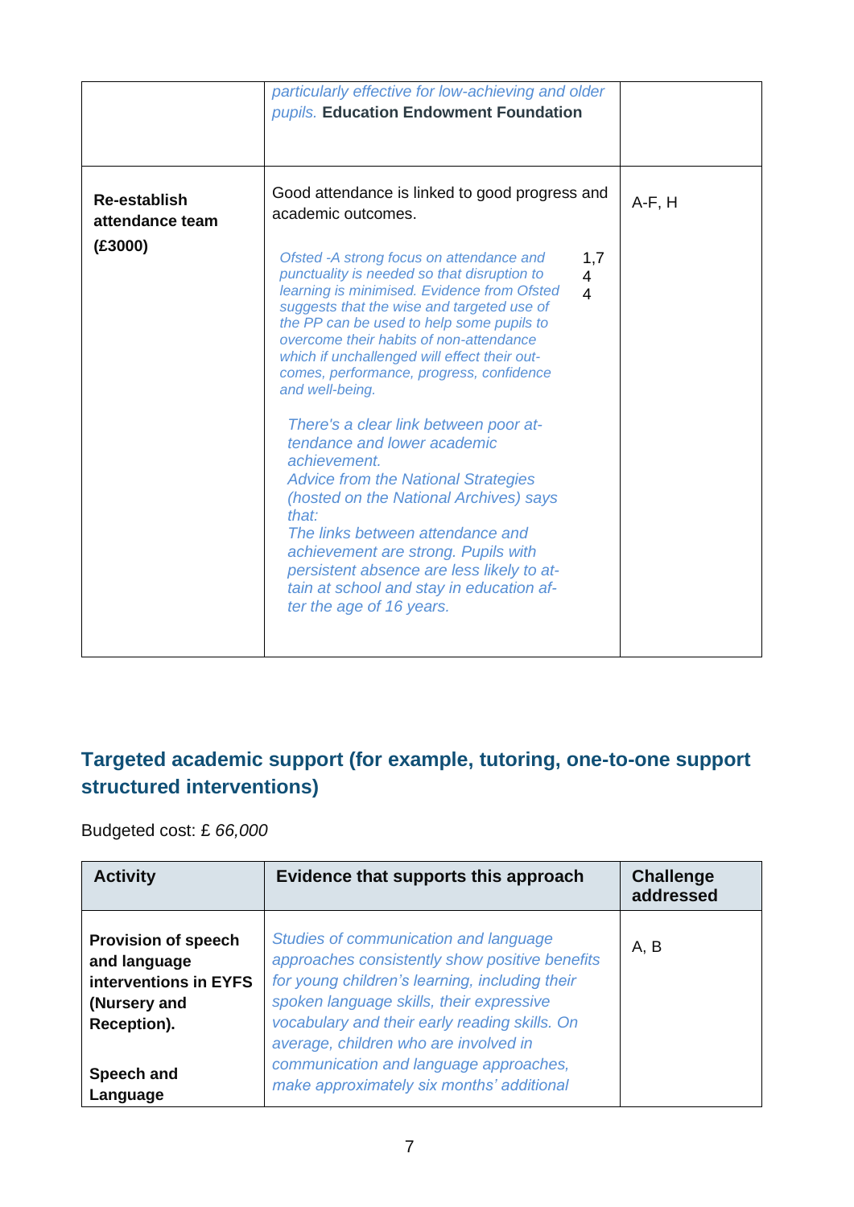| | | |
|---|---|---|
| | *particularly effective for low-achieving and older pupils.* **Education Endowment Foundation** | |
| **Re-establish attendance team (£3000)** | Good attendance is linked to good progress and academic outcomes.<br><br>*Ofsted -A strong focus on attendance and punctuality is needed so that disruption to learning is minimised. Evidence from Ofsted suggests that the wise and targeted use of the PP can be used to help some pupils to overcome their habits of non-attendance which if unchallenged will effect their out-comes, performance, progress, confidence and well-being.* 1,7 4 4<br><br>*There's a clear link between poor at-tendance and lower academic achievement.*<br>*Advice from the National Strategies (hosted on the National Archives) says that:*<br>*The links between attendance and achievement are strong. Pupils with persistent absence are less likely to at-tain at school and stay in education af-ter the age of 16 years.* | A-F, H |

## Targeted academic support (for example, tutoring, one-to-one support structured interventions)

Budgeted cost: £ *66,000*

| Activity | Evidence that supports this approach | Challenge addressed |
|---|---|---|
| **Provision of speech and language interventions in EYFS (Nursery and Reception).**<br><br>**Speech and Language** | *Studies of communication and language approaches consistently show positive benefits for young children's learning, including their spoken language skills, their expressive vocabulary and their early reading skills. On average, children who are involved in communication and language approaches, make approximately six months' additional* | A, B |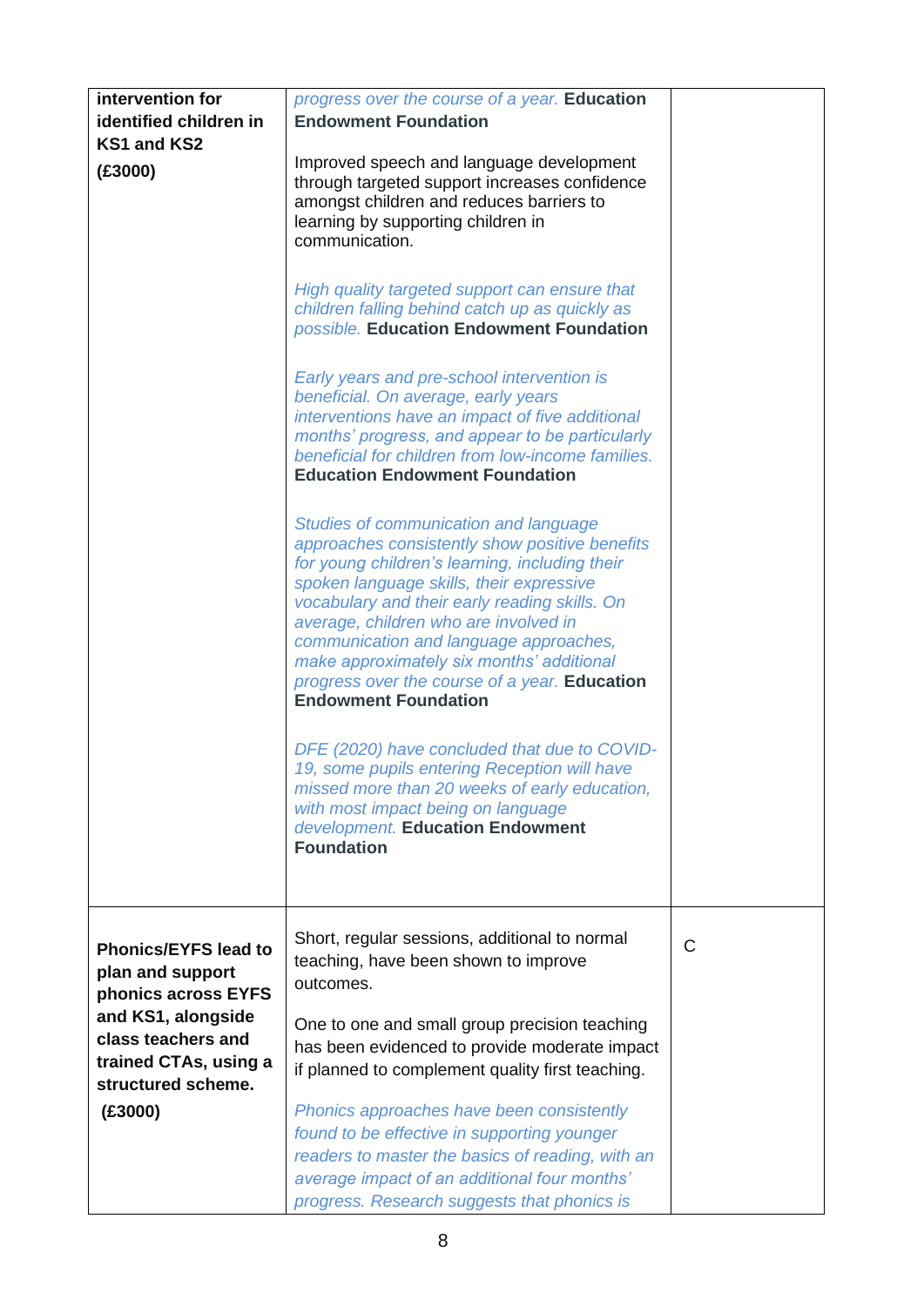| | | |
|---|---|---|
| **intervention for identified children in KS1 and KS2**<br><br>**(£3000)** | *progress over the course of a year.* **Education Endowment Foundation**<br><br>Improved speech and language development through targeted support increases confidence amongst children and reduces barriers to learning by supporting children in communication.<br><br>*High quality targeted support can ensure that children falling behind catch up as quickly as possible.* **Education Endowment Foundation**<br><br>*Early years and pre-school intervention is beneficial. On average, early years interventions have an impact of five additional months' progress, and appear to be particularly beneficial for children from low-income families.* **Education Endowment Foundation**<br><br>*Studies of communication and language approaches consistently show positive benefits for young children's learning, including their spoken language skills, their expressive vocabulary and their early reading skills. On average, children who are involved in communication and language approaches, make approximately six months' additional progress over the course of a year.* **Education Endowment Foundation**<br><br>*DFE (2020) have concluded that due to COVID-19, some pupils entering Reception will have missed more than 20 weeks of early education, with most impact being on language development.* **Education Endowment Foundation** | |
| **Phonics/EYFS lead to plan and support phonics across EYFS and KS1, alongside class teachers and trained CTAs, using a structured scheme.**<br><br>**(£3000)** | Short, regular sessions, additional to normal teaching, have been shown to improve outcomes.<br><br>One to one and small group precision teaching has been evidenced to provide moderate impact if planned to complement quality first teaching.<br><br>*Phonics approaches have been consistently found to be effective in supporting younger readers to master the basics of reading, with an average impact of an additional four months' progress. Research suggests that phonics is* | C |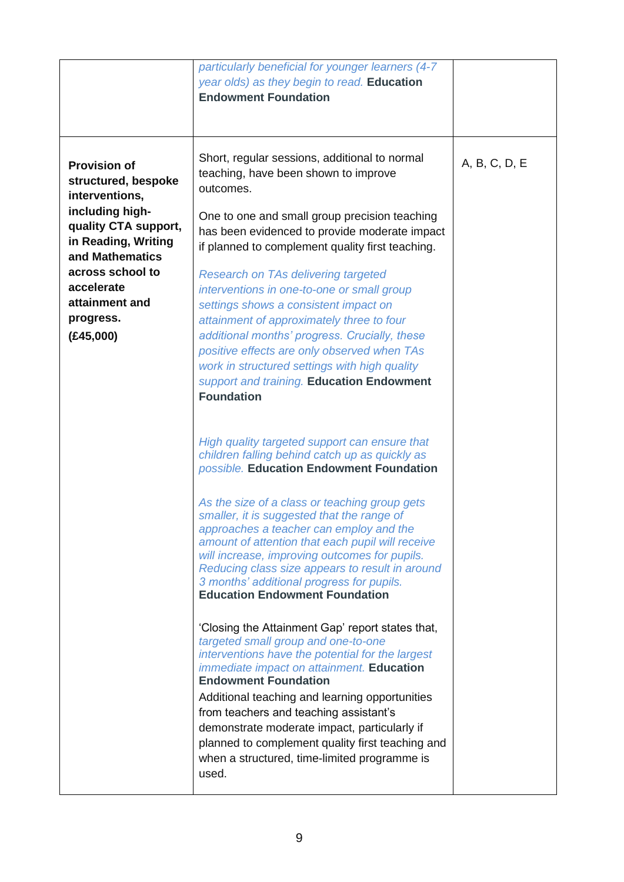| | | |
|---|---|---|
| | *particularly beneficial for younger learners (4-7 year olds) as they begin to read.* **Education Endowment Foundation** | |
| **Provision of structured, bespoke interventions, including high-quality CTA support, in Reading, Writing and Mathematics across school to accelerate attainment and progress.** **(£45,000)** | Short, regular sessions, additional to normal teaching, have been shown to improve outcomes.<br><br>One to one and small group precision teaching has been evidenced to provide moderate impact if planned to complement quality first teaching.<br><br>*Research on TAs delivering targeted interventions in one-to-one or small group settings shows a consistent impact on attainment of approximately three to four additional months' progress. Crucially, these positive effects are only observed when TAs work in structured settings with high quality support and training.* **Education Endowment Foundation**<br><br>*High quality targeted support can ensure that children falling behind catch up as quickly as possible.* **Education Endowment Foundation**<br><br>*As the size of a class or teaching group gets smaller, it is suggested that the range of approaches a teacher can employ and the amount of attention that each pupil will receive will increase, improving outcomes for pupils. Reducing class size appears to result in around 3 months' additional progress for pupils.* **Education Endowment Foundation**<br><br>'Closing the Attainment Gap' report states that, *targeted small group and one-to-one interventions have the potential for the largest immediate impact on attainment.* **Education Endowment Foundation**<br>Additional teaching and learning opportunities from teachers and teaching assistant's demonstrate moderate impact, particularly if planned to complement quality first teaching and when a structured, time-limited programme is used. | A, B, C, D, E |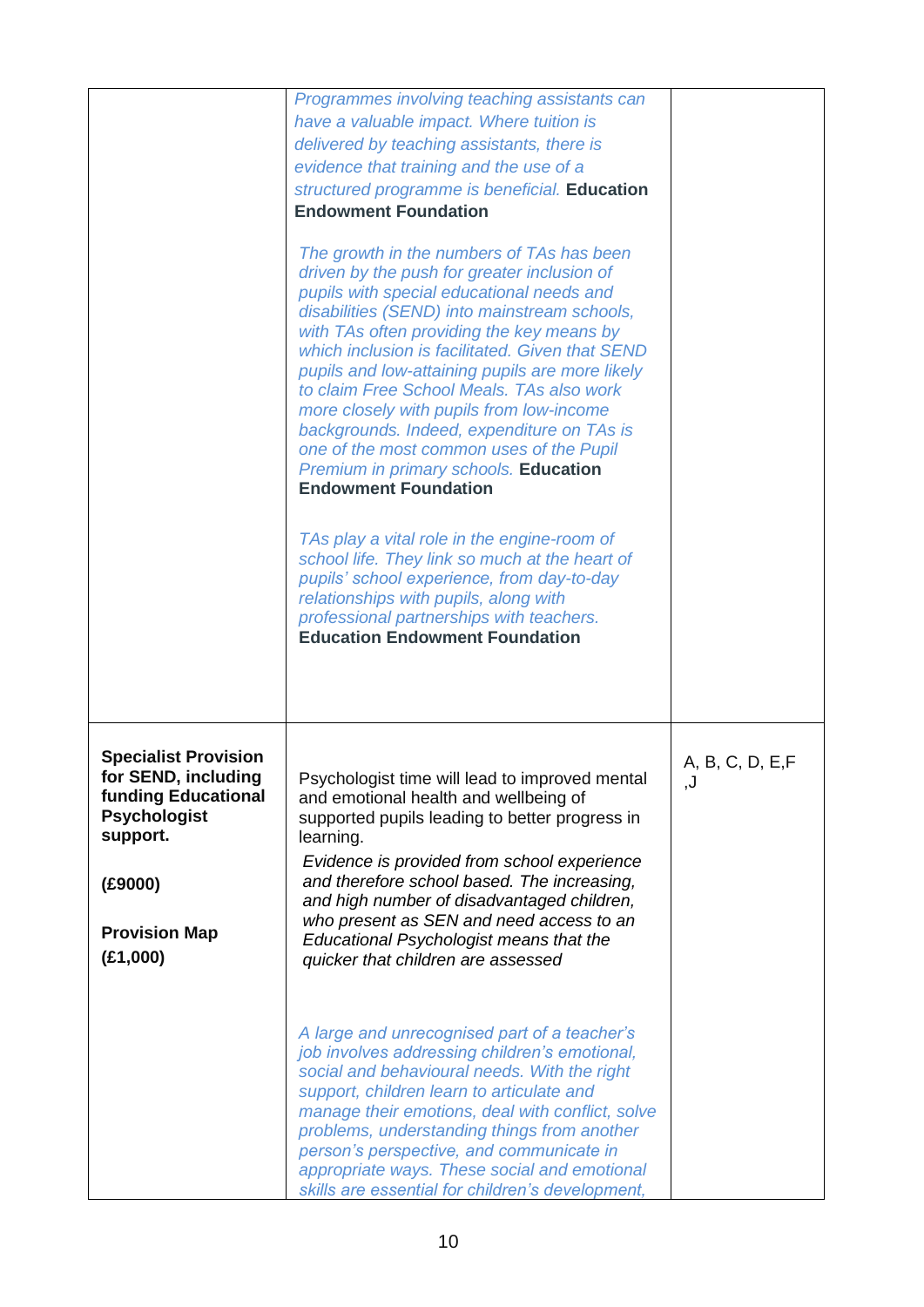| | | |
|---|---|---|
| | *Programmes involving teaching assistants can have a valuable impact. Where tuition is delivered by teaching assistants, there is evidence that training and the use of a structured programme is beneficial.* **Education Endowment Foundation**<br><br>*The growth in the numbers of TAs has been driven by the push for greater inclusion of pupils with special educational needs and disabilities (SEND) into mainstream schools, with TAs often providing the key means by which inclusion is facilitated. Given that SEND pupils and low-attaining pupils are more likely to claim Free School Meals. TAs also work more closely with pupils from low-income backgrounds. Indeed, expenditure on TAs is one of the most common uses of the Pupil Premium in primary schools.* **Education Endowment Foundation**<br><br>*TAs play a vital role in the engine-room of school life. They link so much at the heart of pupils' school experience, from day-to-day relationships with pupils, along with professional partnerships with teachers.* **Education Endowment Foundation** | |
| **Specialist Provision for SEND, including funding Educational Psychologist support.**<br><br>**(£9000)**<br><br>**Provision Map**<br>**(£1,000)** | Psychologist time will lead to improved mental and emotional health and wellbeing of supported pupils leading to better progress in learning.<br>*Evidence is provided from school experience and therefore school based. The increasing, and high number of disadvantaged children, who present as SEN and need access to an Educational Psychologist means that the quicker that children are assessed*<br><br>*A large and unrecognised part of a teacher's job involves addressing children's emotional, social and behavioural needs. With the right support, children learn to articulate and manage their emotions, deal with conflict, solve problems, understanding things from another person's perspective, and communicate in appropriate ways. These social and emotional skills are essential for children's development,* | A, B, C, D, E,F ,J |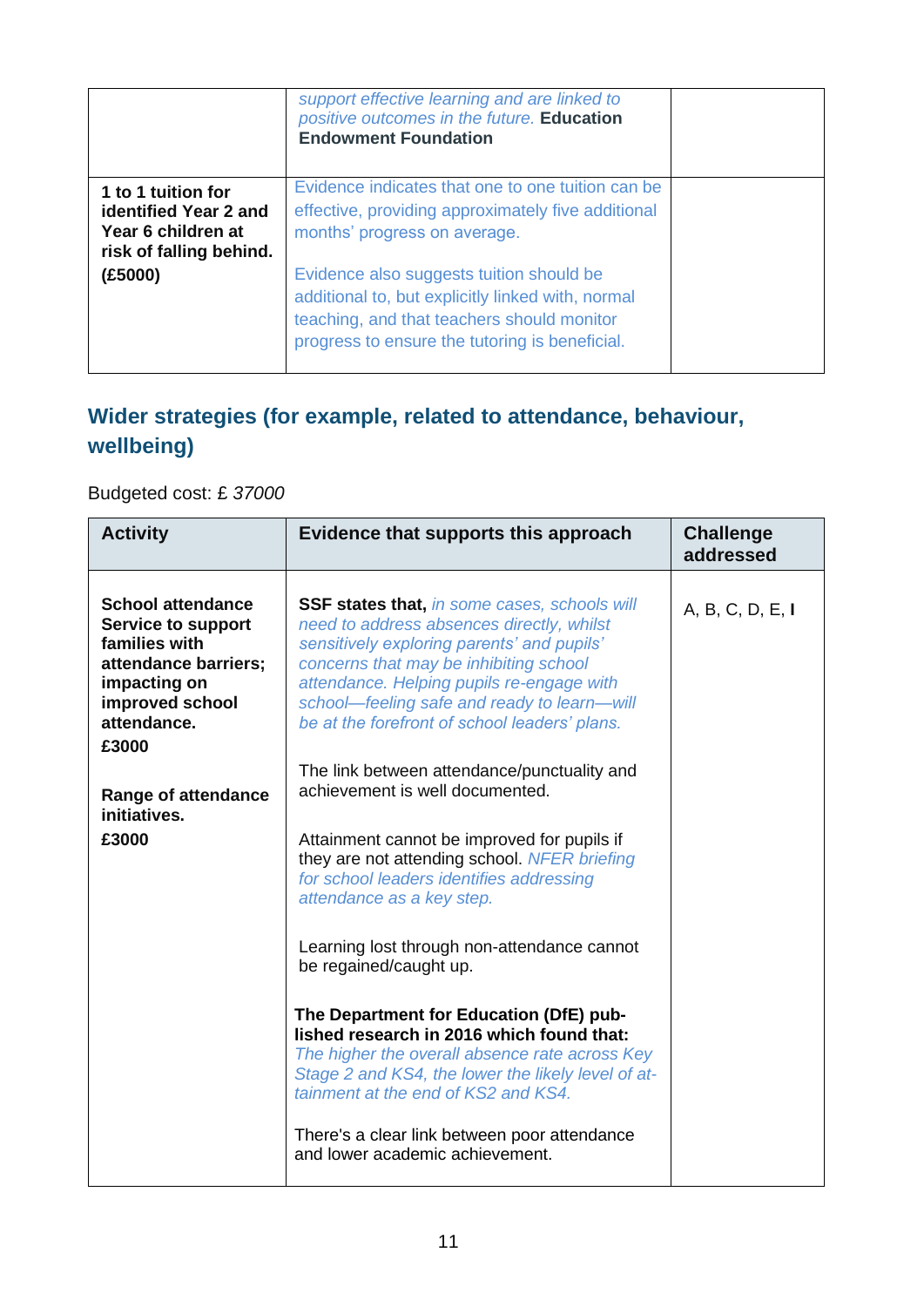| | | |
|---|---|---|
| | *support effective learning and are linked to positive outcomes in the future.* **Education Endowment Foundation** | |
| **1 to 1 tuition for identified Year 2 and Year 6 children at risk of falling behind. (£5000)** | Evidence indicates that one to one tuition can be effective, providing approximately five additional months' progress on average.<br><br>Evidence also suggests tuition should be additional to, but explicitly linked with, normal teaching, and that teachers should monitor progress to ensure the tutoring is beneficial. | |

## Wider strategies (for example, related to attendance, behaviour, wellbeing)

Budgeted cost: £ *37000*

| Activity | Evidence that supports this approach | Challenge addressed |
|---|---|---|
| **School attendance Service to support families with attendance barriers; impacting on improved school attendance.**<br>**£3000**<br><br>**Range of attendance initiatives.**<br>**£3000** | **SSF states that,** *in some cases, schools will need to address absences directly, whilst sensitively exploring parents' and pupils' concerns that may be inhibiting school attendance. Helping pupils re-engage with school—feeling safe and ready to learn—will be at the forefront of school leaders' plans.*<br><br>The link between attendance/punctuality and achievement is well documented.<br><br>Attainment cannot be improved for pupils if they are not attending school. *NFER briefing for school leaders identifies addressing attendance as a key step.*<br><br>Learning lost through non-attendance cannot be regained/caught up.<br><br>**The Department for Education (DfE) published research in 2016 which found that:** *The higher the overall absence rate across Key Stage 2 and KS4, the lower the likely level of attainment at the end of KS2 and KS4.*<br><br>There's a clear link between poor attendance and lower academic achievement. | A, B, C, D, E, **I** |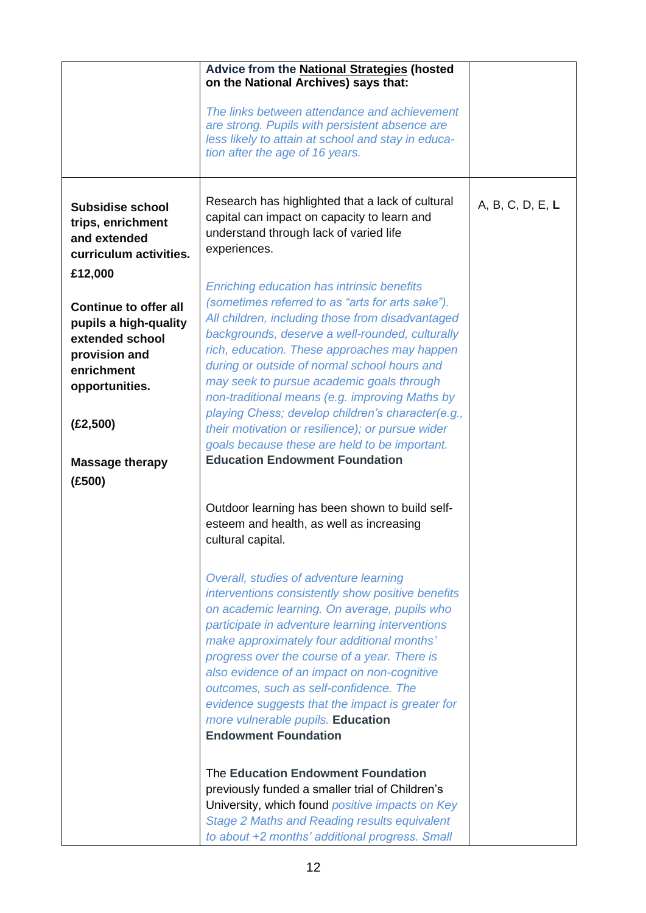| | | |
|---|---|---|
| | **Advice from the National Strategies (hosted on the National Archives) says that:**<br><br>*The links between attendance and achievement are strong. Pupils with persistent absence are less likely to attain at school and stay in education after the age of 16 years.* | |
| **Subsidise school trips, enrichment and extended curriculum activities.**<br><br>**£12,000**<br><br>**Continue to offer all pupils a high-quality extended school provision and enrichment opportunities.**<br><br>**(£2,500)**<br><br>**Massage therapy**<br><br>**(£500)** | Research has highlighted that a lack of cultural capital can impact on capacity to learn and understand through lack of varied life experiences.<br><br>*Enriching education has intrinsic benefits (sometimes referred to as "arts for arts sake"). All children, including those from disadvantaged backgrounds, deserve a well-rounded, culturally rich, education. These approaches may happen during or outside of normal school hours and may seek to pursue academic goals through non-traditional means (e.g. improving Maths by playing Chess; develop children's character(e.g., their motivation or resilience); or pursue wider goals because these are held to be important.* **Education Endowment Foundation**<br><br>Outdoor learning has been shown to build self-esteem and health, as well as increasing cultural capital.<br><br>*Overall, studies of adventure learning interventions consistently show positive benefits on academic learning. On average, pupils who participate in adventure learning interventions make approximately four additional months' progress over the course of a year. There is also evidence of an impact on non-cognitive outcomes, such as self-confidence. The evidence suggests that the impact is greater for more vulnerable pupils.* **Education Endowment Foundation**<br><br>The **Education Endowment Foundation** previously funded a smaller trial of Children's University, which found *positive impacts on Key Stage 2 Maths and Reading results equivalent to about +2 months' additional progress. Small* | A, B, C, D, E, **L** |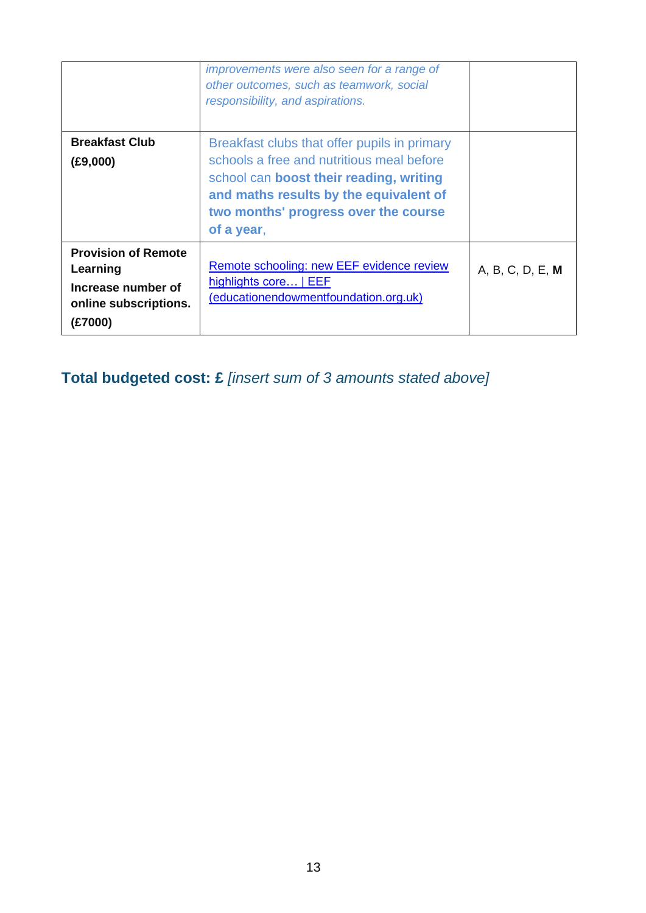| | | |
|---|---|---|
| | *improvements were also seen for a range of other outcomes, such as teamwork, social responsibility, and aspirations.* | |
| **Breakfast Club**<br>**(£9,000)** | Breakfast clubs that offer pupils in primary schools a free and nutritious meal before school can **boost their reading, writing and maths results by the equivalent of two months' progress over the course of a year**, | |
| **Provision of Remote Learning**<br>**Increase number of online subscriptions.**<br>**(£7000)** | [Remote schooling: new EEF evidence review highlights core… \| EEF (educationendowmentfoundation.org.uk)]() | A, B, C, D, E, **M** |

**Total budgeted cost: £** *[insert sum of 3 amounts stated above]*